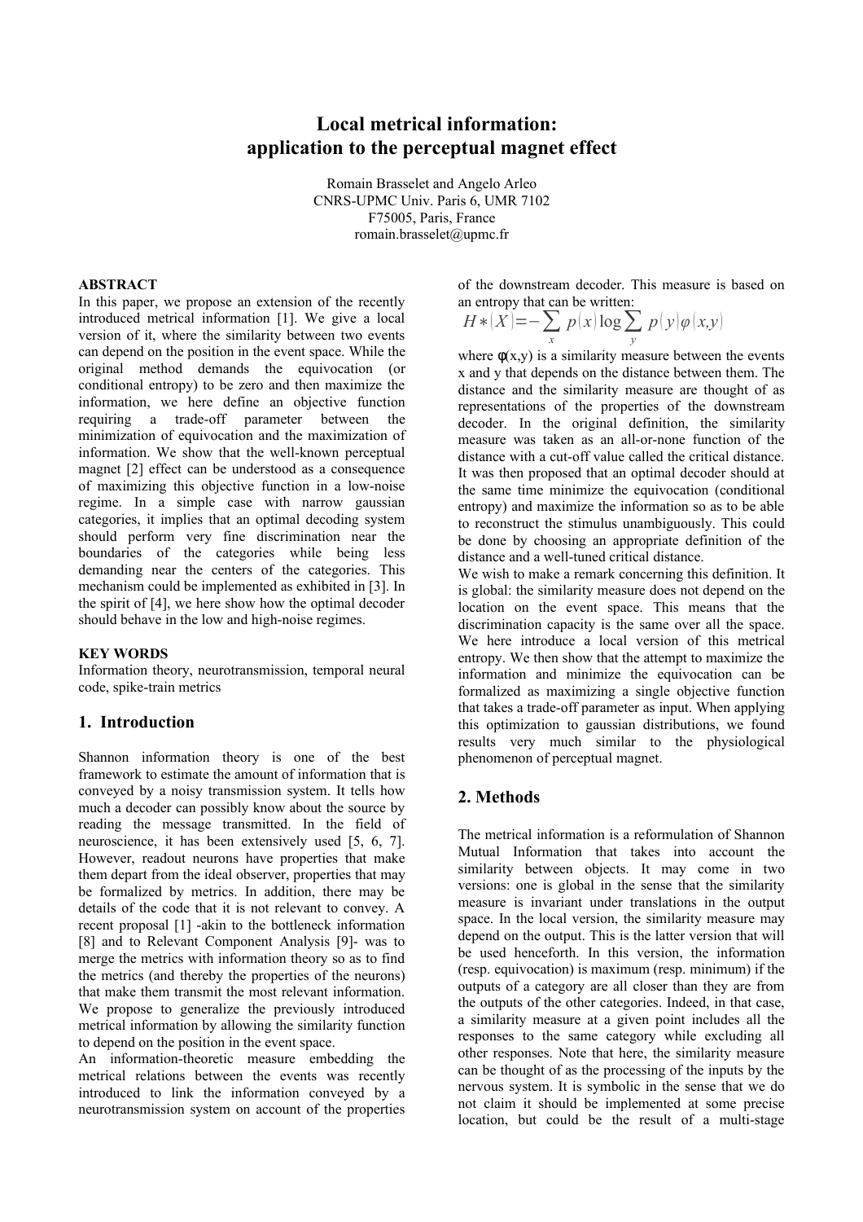# Local metrical information: application to the perceptual magnet effect

Romain Brasselet and Angelo Arleo
CNRS-UPMC Univ. Paris 6, UMR 7102
F75005, Paris, France
romain.brasselet@upmc.fr

**ABSTRACT**
In this paper, we propose an extension of the recently introduced metrical information [1]. We give a local version of it, where the similarity between two events can depend on the position in the event space. While the original method demands the equivocation (or conditional entropy) to be zero and then maximize the information, we here define an objective function requiring a trade-off parameter between the minimization of equivocation and the maximization of information. We show that the well-known perceptual magnet [2] effect can be understood as a consequence of maximizing this objective function in a low-noise regime. In a simple case with narrow gaussian categories, it implies that an optimal decoding system should perform very fine discrimination near the boundaries of the categories while being less demanding near the centers of the categories. This mechanism could be implemented as exhibited in [3]. In the spirit of [4], we here show how the optimal decoder should behave in the low and high-noise regimes.

**KEY WORDS**
Information theory, neurotransmission, temporal neural code, spike-train metrics

## 1. Introduction

Shannon information theory is one of the best framework to estimate the amount of information that is conveyed by a noisy transmission system. It tells how much a decoder can possibly know about the source by reading the message transmitted. In the field of neuroscience, it has been extensively used [5, 6, 7]. However, readout neurons have properties that make them depart from the ideal observer, properties that may be formalized by metrics. In addition, there may be details of the code that it is not relevant to convey. A recent proposal [1] -akin to the bottleneck information [8] and to Relevant Component Analysis [9]- was to merge the metrics with information theory so as to find the metrics (and thereby the properties of the neurons) that make them transmit the most relevant information. We propose to generalize the previously introduced metrical information by allowing the similarity function to depend on the position in the event space.

An information-theoretic measure embedding the metrical relations between the events was recently introduced to link the information conveyed by a neurotransmission system on account of the properties of the downstream decoder. This measure is based on an entropy that can be written:

$$H*(X) = -\sum_{x} p(x) \log \sum_{y} p(y) \varphi(x,y)$$

where $\varphi(x,y)$ is a similarity measure between the events x and y that depends on the distance between them. The distance and the similarity measure are thought of as representations of the properties of the downstream decoder. In the original definition, the similarity measure was taken as an all-or-none function of the distance with a cut-off value called the critical distance. It was then proposed that an optimal decoder should at the same time minimize the equivocation (conditional entropy) and maximize the information so as to be able to reconstruct the stimulus unambiguously. This could be done by choosing an appropriate definition of the distance and a well-tuned critical distance.

We wish to make a remark concerning this definition. It is global: the similarity measure does not depend on the location on the event space. This means that the discrimination capacity is the same over all the space. We here introduce a local version of this metrical entropy. We then show that the attempt to maximize the information and minimize the equivocation can be formalized as maximizing a single objective function that takes a trade-off parameter as input. When applying this optimization to gaussian distributions, we found results very much similar to the physiological phenomenon of perceptual magnet.

## 2. Methods

The metrical information is a reformulation of Shannon Mutual Information that takes into account the similarity between objects. It may come in two versions: one is global in the sense that the similarity measure is invariant under translations in the output space. In the local version, the similarity measure may depend on the output. This is the latter version that will be used henceforth. In this version, the information (resp. equivocation) is maximum (resp. minimum) if the outputs of a category are all closer than they are from the outputs of the other categories. Indeed, in that case, a similarity measure at a given point includes all the responses to the same category while excluding all other responses. Note that here, the similarity measure can be thought of as the processing of the inputs by the nervous system. It is symbolic in the sense that we do not claim it should be implemented at some precise location, but could be the result of a multi-stage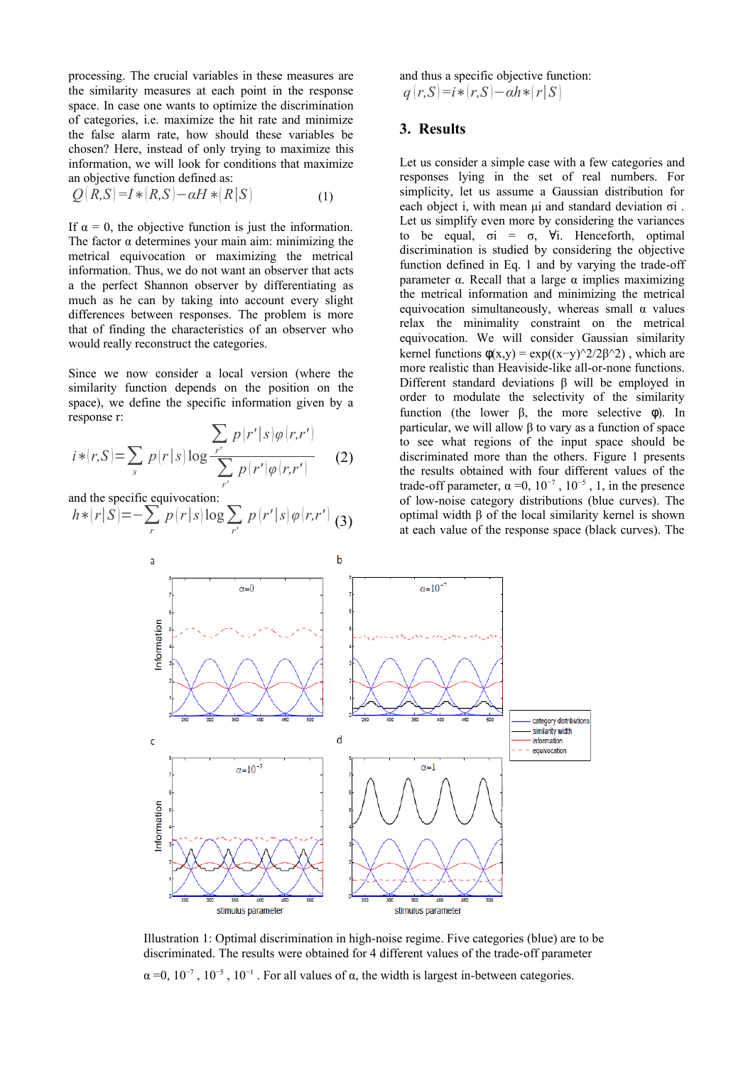processing. The crucial variables in these measures are the similarity measures at each point in the response space. In case one wants to optimize the discrimination of categories, i.e. maximize the hit rate and minimize the false alarm rate, how should these variables be chosen? Here, instead of only trying to maximize this information, we will look for conditions that maximize an objective function defined as:

$$Q(R,S) = I*(R,S) - \alpha H*(R|S) \quad (1)$$

If α = 0, the objective function is just the information. The factor α determines your main aim: minimizing the metrical equivocation or maximizing the metrical information. Thus, we do not want an observer that acts a the perfect Shannon observer by differentiating as much as he can by taking into account every slight differences between responses. The problem is more that of finding the characteristics of an observer who would really reconstruct the categories.

Since we now consider a local version (where the similarity function depends on the position on the space), we define the specific information given by a response r:

$$i*(r,S) = \sum_s p(r|s) \log \frac{\sum_{r'} p(r'|s)\varphi(r,r')}{\sum_{r'} p(r')\varphi(r,r')} \quad (2)$$

and the specific equivocation:

$$h*(r|S) = -\sum_r p(r|s) \log \sum_{r'} p(r'|s)\varphi(r,r') \quad (3)$$

and thus a specific objective function:

$$q(r,S) = i*(r,S) - \alpha h*(r|S)$$

## 3. Results

Let us consider a simple case with a few categories and responses lying in the set of real numbers. For simplicity, let us assume a Gaussian distribution for each object i, with mean $\mu_i$ and standard deviation $\sigma_i$. Let us simplify even more by considering the variances to be equal, $\sigma_i = \sigma$, $\forall i$. Henceforth, optimal discrimination is studied by considering the objective function defined in Eq. 1 and by varying the trade-off parameter α. Recall that a large α implies maximizing the metrical information and minimizing the metrical equivocation simultaneously, whereas small α values relax the minimality constraint on the metrical equivocation. We will consider Gaussian similarity kernel functions $\varphi(x,y) = \exp((x-y)^2/2\beta^2)$, which are more realistic than Heaviside-like all-or-none functions. Different standard deviations β will be employed in order to modulate the selectivity of the similarity function (the lower β, the more selective φ). In particular, we will allow β to vary as a function of space to see what regions of the input space should be discriminated more than the others. Figure 1 presents the results obtained with four different values of the trade-off parameter, α =0, $10^{-7}$, $10^{-5}$, 1, in the presence of low-noise category distributions (blue curves). The optimal width β of the local similarity kernel is shown at each value of the response space (black curves). The

Illustration 1: Optimal discrimination in high-noise regime. Five categories (blue) are to be discriminated. The results were obtained for 4 different values of the trade-off parameter α =0, $10^{-7}$, $10^{-5}$, $10^{-1}$. For all values of α, the width is largest in-between categories.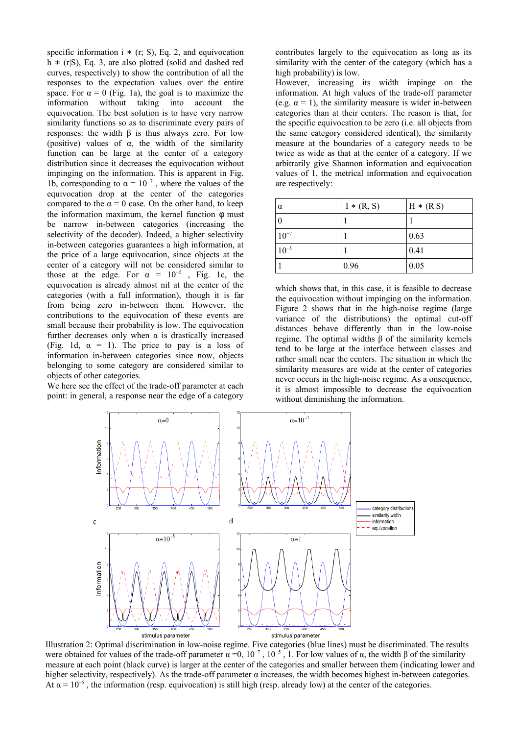specific information $i*(r; S)$, Eq. 2, and equivocation $h*(r|S)$, Eq. 3, are also plotted (solid and dashed red curves, respectively) to show the contribution of all the responses to the expectation values over the entire space. For $\alpha = 0$ (Fig. 1a), the goal is to maximize the information without taking into account the equivocation. The best solution is to have very narrow similarity functions so as to discriminate every pairs of responses: the width $\beta$ is thus always zero. For low (positive) values of $\alpha$, the width of the similarity function can be large at the center of a category distribution since it decreases the equivocation without impinging on the information. This is apparent in Fig. 1b, corresponding to $\alpha = 10^{-7}$, where the values of the equivocation drop at the center of the categories compared to the $\alpha = 0$ case. On the other hand, to keep the information maximum, the kernel function $\phi$ must be narrow in-between categories (increasing the selectivity of the decoder). Indeed, a higher selectivity in-between categories guarantees a high information, at the price of a large equivocation, since objects at the center of a category will not be considered similar to those at the edge. For $\alpha = 10^{-5}$, Fig. 1c, the equivocation is already almost nil at the center of the categories (with a full information), though it is far from being zero in-between them. However, the contributions to the equivocation of these events are small because their probability is low. The equivocation further decreases only when $\alpha$ is drastically increased (Fig. 1d, $\alpha = 1$). The price to pay is a loss of information in-between categories since now, objects belonging to some category are considered similar to objects of other categories.

We here see the effect of the trade-off parameter at each point: in general, a response near the edge of a category contributes largely to the equivocation as long as its similarity with the center of the category (which has a high probability) is low.

However, increasing its width impinge on the information. At high values of the trade-off parameter (e.g. $\alpha = 1$), the similarity measure is wider in-between categories than at their centers. The reason is that, for the specific equivocation to be zero (i.e. all objects from the same category considered identical), the similarity measure at the boundaries of a category needs to be twice as wide as that at the center of a category. If we arbitrarily give Shannon information and equivocation values of 1, the metrical information and equivocation are respectively:

| $\alpha$ | $I*(R, S)$ | $H*(R\|S)$ |
|---|---|---|
| 0 | 1 | 1 |
| $10^{-7}$ | 1 | 0.63 |
| $10^{-5}$ | 1 | 0.41 |
| 1 | 0.96 | 0.05 |

which shows that, in this case, it is feasible to decrease the equivocation without impinging on the information. Figure 2 shows that in the high-noise regime (large variance of the distributions) the optimal cut-off distances behave differently than in the low-noise regime. The optimal widths $\beta$ of the similarity kernels tend to be large at the interface between classes and rather small near the centers. The situation in which the similarity measures are wide at the center of categories never occurs in the high-noise regime. As a onsequence, it is almost impossible to decrease the equivocation without diminishing the information.

Illustration 2: Optimal discrimination in low-noise regime. Five categories (blue lines) must be discriminated. The results were obtained for values of the trade-off parameter $\alpha = 0$, $10^{-7}$, $10^{-5}$, 1. For low values of $\alpha$, the width $\beta$ of the similarity measure at each point (black curve) is larger at the center of the categories and smaller between them (indicating lower and higher selectivity, respectively). As the trade-off parameter $\alpha$ increases, the width becomes highest in-between categories. At $\alpha = 10^{-5}$, the information (resp. equivocation) is still high (resp. already low) at the center of the categories.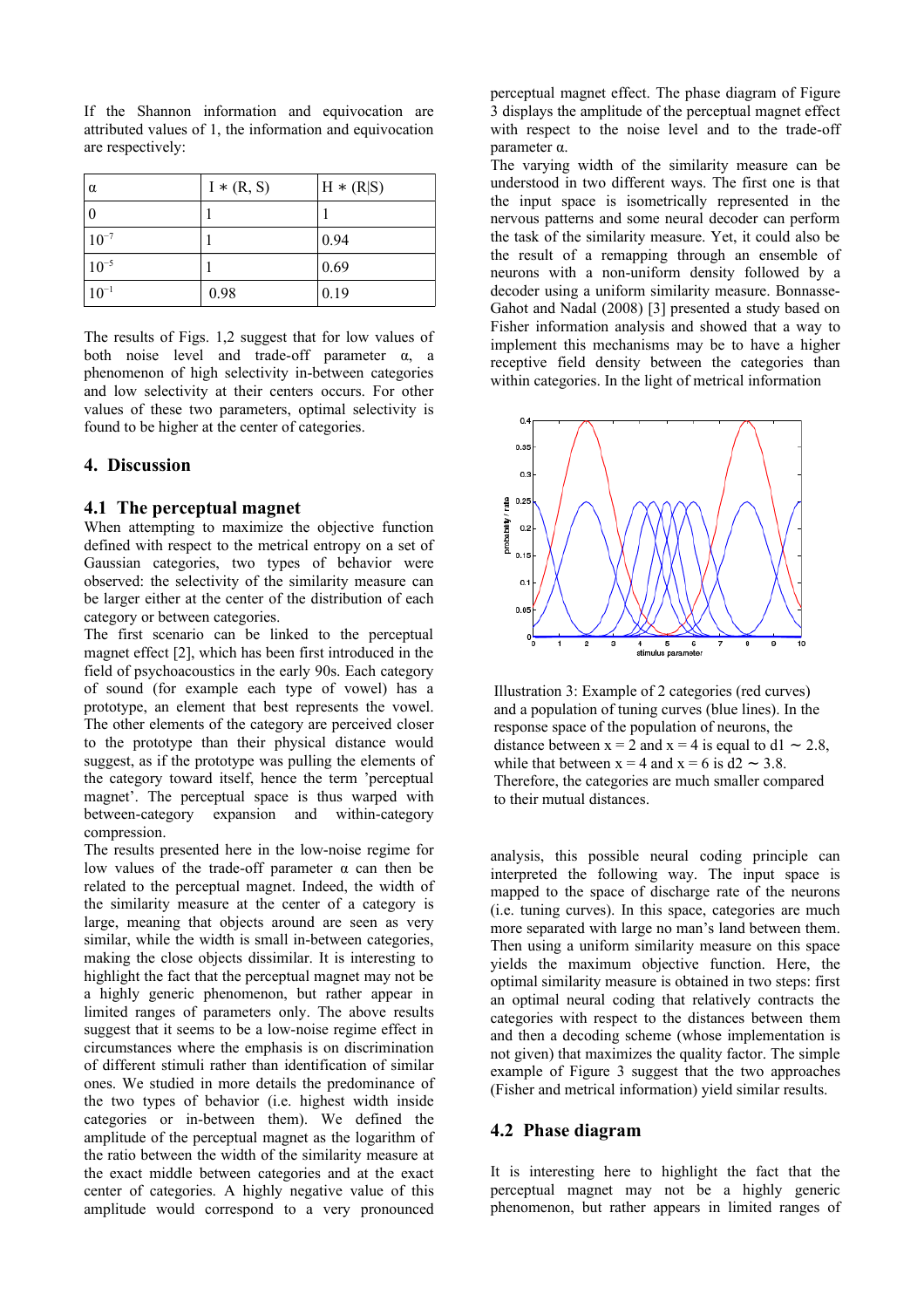If the Shannon information and equivocation are attributed values of 1, the information and equivocation are respectively:

| $\alpha$ | $I*(R, S)$ | $H*(R\|S)$ |
|---|---|---|
| 0 | 1 | 1 |
| $10^{-7}$ | 1 | 0.94 |
| $10^{-5}$ | 1 | 0.69 |
| $10^{-1}$ | 0.98 | 0.19 |

The results of Figs. 1,2 suggest that for low values of both noise level and trade-off parameter $\alpha$, a phenomenon of high selectivity in-between categories and low selectivity at their centers occurs. For other values of these two parameters, optimal selectivity is found to be higher at the center of categories.

## 4. Discussion

### 4.1 The perceptual magnet

When attempting to maximize the objective function defined with respect to the metrical entropy on a set of Gaussian categories, two types of behavior were observed: the selectivity of the similarity measure can be larger either at the center of the distribution of each category or between categories.

The first scenario can be linked to the perceptual magnet effect [2], which has been first introduced in the field of psychoacoustics in the early 90s. Each category of sound (for example each type of vowel) has a prototype, an element that best represents the vowel. The other elements of the category are perceived closer to the prototype than their physical distance would suggest, as if the prototype was pulling the elements of the category toward itself, hence the term 'perceptual magnet'. The perceptual space is thus warped with between-category expansion and within-category compression.

The results presented here in the low-noise regime for low values of the trade-off parameter $\alpha$ can then be related to the perceptual magnet. Indeed, the width of the similarity measure at the center of a category is large, meaning that objects around are seen as very similar, while the width is small in-between categories, making the close objects dissimilar. It is interesting to highlight the fact that the perceptual magnet may not be a highly generic phenomenon, but rather appear in limited ranges of parameters only. The above results suggest that it seems to be a low-noise regime effect in circumstances where the emphasis is on discrimination of different stimuli rather than identification of similar ones. We studied in more details the predominance of the two types of behavior (i.e. highest width inside categories or in-between them). We defined the amplitude of the perceptual magnet as the logarithm of the ratio between the width of the similarity measure at the exact middle between categories and at the exact center of categories. A highly negative value of this amplitude would correspond to a very pronounced perceptual magnet effect. The phase diagram of Figure 3 displays the amplitude of the perceptual magnet effect with respect to the noise level and to the trade-off parameter $\alpha$.

The varying width of the similarity measure can be understood in two different ways. The first one is that the input space is isometrically represented in the nervous patterns and some neural decoder can perform the task of the similarity measure. Yet, it could also be the result of a remapping through an ensemble of neurons with a non-uniform density followed by a decoder using a uniform similarity measure. Bonnasse-Gahot and Nadal (2008) [3] presented a study based on Fisher information analysis and showed that a way to implement this mechanisms may be to have a higher receptive field density between the categories than within categories. In the light of metrical information analysis, this possible neural coding principle can interpreted the following way. The input space is mapped to the space of discharge rate of the neurons (i.e. tuning curves). In this space, categories are much more separated with large no man's land between them. Then using a uniform similarity measure on this space yields the maximum objective function. Here, the optimal similarity measure is obtained in two steps: first an optimal neural coding that relatively contracts the categories with respect to the distances between them and then a decoding scheme (whose implementation is not given) that maximizes the quality factor. The simple example of Figure 3 suggest that the two approaches (Fisher and metrical information) yield similar results.

Illustration 3: Example of 2 categories (red curves) and a population of tuning curves (blue lines). In the response space of the population of neurons, the distance between $x = 2$ and $x = 4$ is equal to $d1 \sim 2.8$, while that between $x = 4$ and $x = 6$ is $d2 \sim 3.8$. Therefore, the categories are much smaller compared to their mutual distances.

### 4.2 Phase diagram

It is interesting here to highlight the fact that the perceptual magnet may not be a highly generic phenomenon, but rather appears in limited ranges of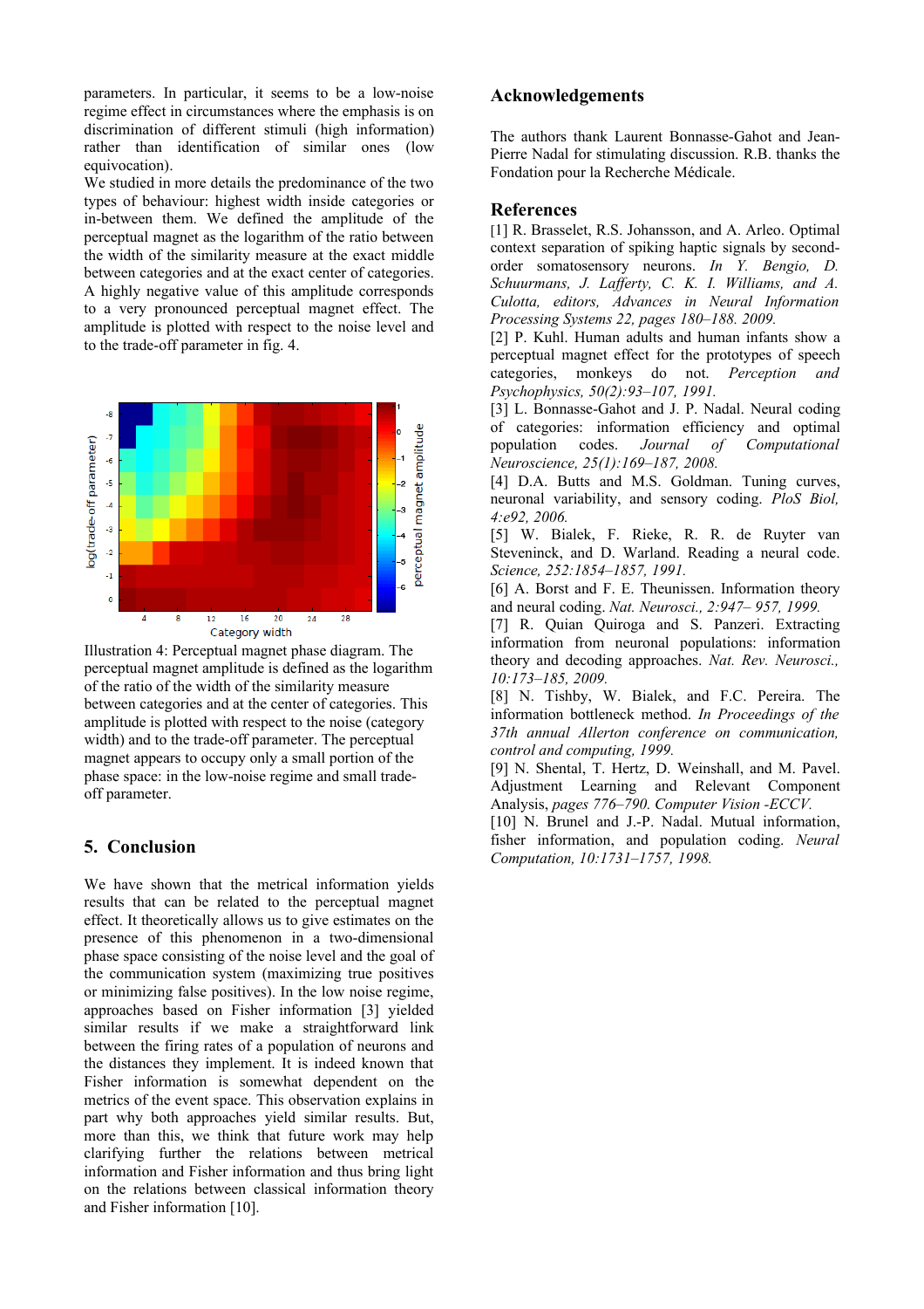parameters. In particular, it seems to be a low-noise regime effect in circumstances where the emphasis is on discrimination of different stimuli (high information) rather than identification of similar ones (low equivocation).

We studied in more details the predominance of the two types of behaviour: highest width inside categories or in-between them. We defined the amplitude of the perceptual magnet as the logarithm of the ratio between the width of the similarity measure at the exact middle between categories and at the exact center of categories. A highly negative value of this amplitude corresponds to a very pronounced perceptual magnet effect. The amplitude is plotted with respect to the noise level and to the trade-off parameter in fig. 4.

log(trade-off parameter)
-8
-7
-6
-5
-4
-3
-2
-1
0
Category width
4
8
12
16
20
24
28
perceptual magnet amplitude
1
0
-1
-2
-3
-4
-5
-6

Illustration 4: Perceptual magnet phase diagram. The perceptual magnet amplitude is defined as the logarithm of the ratio of the width of the similarity measure between categories and at the center of categories. This amplitude is plotted with respect to the noise (category width) and to the trade-off parameter. The perceptual magnet appears to occupy only a small portion of the phase space: in the low-noise regime and small trade-off parameter.

## 5. Conclusion

We have shown that the metrical information yields results that can be related to the perceptual magnet effect. It theoretically allows us to give estimates on the presence of this phenomenon in a two-dimensional phase space consisting of the noise level and the goal of the communication system (maximizing true positives or minimizing false positives). In the low noise regime, approaches based on Fisher information [3] yielded similar results if we make a straightforward link between the firing rates of a population of neurons and the distances they implement. It is indeed known that Fisher information is somewhat dependent on the metrics of the event space. This observation explains in part why both approaches yield similar results. But, more than this, we think that future work may help clarifying further the relations between metrical information and Fisher information and thus bring light on the relations between classical information theory and Fisher information [10].

## Acknowledgements

The authors thank Laurent Bonnasse-Gahot and Jean-Pierre Nadal for stimulating discussion. R.B. thanks the Fondation pour la Recherche Médicale.

## References

[1] R. Brasselet, R.S. Johansson, and A. Arleo. Optimal context separation of spiking haptic signals by second-order somatosensory neurons. *In Y. Bengio, D. Schuurmans, J. Lafferty, C. K. I. Williams, and A. Culotta, editors, Advances in Neural Information Processing Systems 22, pages 180–188. 2009.*

[2] P. Kuhl. Human adults and human infants show a perceptual magnet effect for the prototypes of speech categories, monkeys do not. *Perception and Psychophysics, 50(2):93–107, 1991.*

[3] L. Bonnasse-Gahot and J. P. Nadal. Neural coding of categories: information efficiency and optimal population codes. *Journal of Computational Neuroscience, 25(1):169–187, 2008.*

[4] D.A. Butts and M.S. Goldman. Tuning curves, neuronal variability, and sensory coding. *PloS Biol, 4:e92, 2006.*

[5] W. Bialek, F. Rieke, R. R. de Ruyter van Steveninck, and D. Warland. Reading a neural code. *Science, 252:1854–1857, 1991.*

[6] A. Borst and F. E. Theunissen. Information theory and neural coding. *Nat. Neurosci., 2:947– 957, 1999.*

[7] R. Quian Quiroga and S. Panzeri. Extracting information from neuronal populations: information theory and decoding approaches. *Nat. Rev. Neurosci., 10:173–185, 2009.*

[8] N. Tishby, W. Bialek, and F.C. Pereira. The information bottleneck method. *In Proceedings of the 37th annual Allerton conference on communication, control and computing, 1999.*

[9] N. Shental, T. Hertz, D. Weinshall, and M. Pavel. Adjustment Learning and Relevant Component Analysis, *pages 776–790. Computer Vision -ECCV.*

[10] N. Brunel and J.-P. Nadal. Mutual information, fisher information, and population coding. *Neural Computation, 10:1731–1757, 1998.*